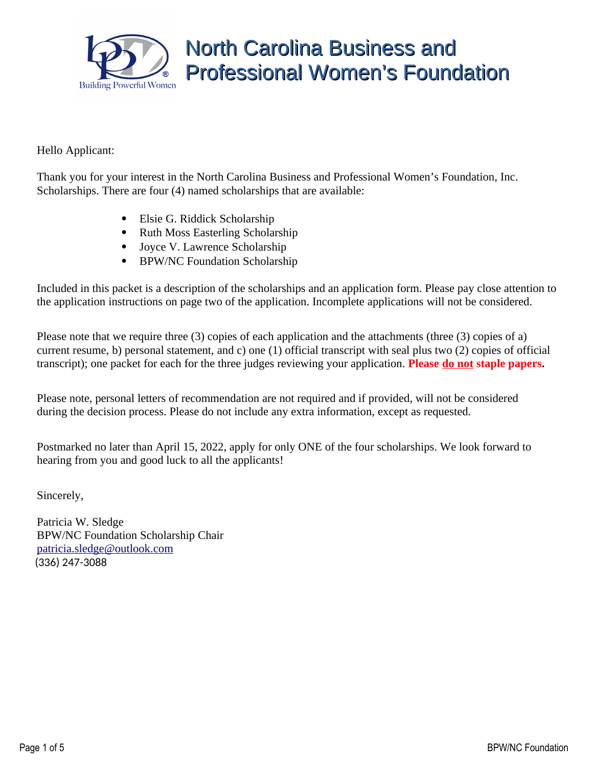# North Carolina Business and Professional Women's Foundation

Hello Applicant:

Thank you for your interest in the North Carolina Business and Professional Women's Foundation, Inc. Scholarships. There are four (4) named scholarships that are available:

- Elsie G. Riddick Scholarship
- Ruth Moss Easterling Scholarship
- Joyce V. Lawrence Scholarship
- BPW/NC Foundation Scholarship

Included in this packet is a description of the scholarships and an application form. Please pay close attention to the application instructions on page two of the application. Incomplete applications will not be considered.

Please note that we require three (3) copies of each application and the attachments (three (3) copies of a) current resume, b) personal statement, and c) one (1) official transcript with seal plus two (2) copies of official transcript); one packet for each for the three judges reviewing your application. **Please do not staple papers.**

Please note, personal letters of recommendation are not required and if provided, will not be considered during the decision process. Please do not include any extra information, except as requested.

Postmarked no later than April 15, 2022, apply for only ONE of the four scholarships. We look forward to hearing from you and good luck to all the applicants!

Sincerely,

Patricia W. Sledge
BPW/NC Foundation Scholarship Chair
patricia.sledge@outlook.com
(336) 247-3088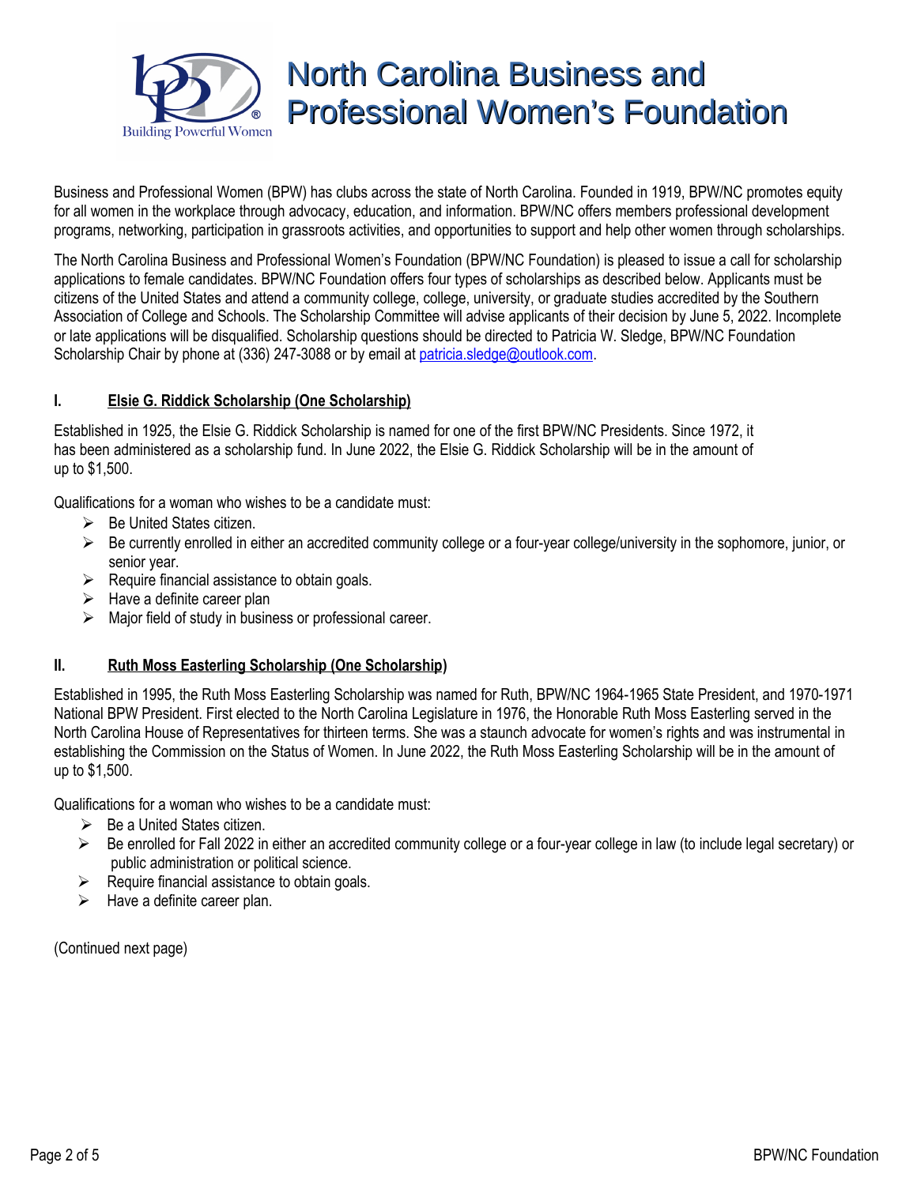# North Carolina Business and Professional Women's Foundation

Business and Professional Women (BPW) has clubs across the state of North Carolina. Founded in 1919, BPW/NC promotes equity for all women in the workplace through advocacy, education, and information. BPW/NC offers members professional development programs, networking, participation in grassroots activities, and opportunities to support and help other women through scholarships.

The North Carolina Business and Professional Women's Foundation (BPW/NC Foundation) is pleased to issue a call for scholarship applications to female candidates. BPW/NC Foundation offers four types of scholarships as described below. Applicants must be citizens of the United States and attend a community college, college, university, or graduate studies accredited by the Southern Association of College and Schools. The Scholarship Committee will advise applicants of their decision by June 5, 2022. Incomplete or late applications will be disqualified. Scholarship questions should be directed to Patricia W. Sledge, BPW/NC Foundation Scholarship Chair by phone at (336) 247-3088 or by email at patricia.sledge@outlook.com.

## I. Elsie G. Riddick Scholarship (One Scholarship)

Established in 1925, the Elsie G. Riddick Scholarship is named for one of the first BPW/NC Presidents. Since 1972, it has been administered as a scholarship fund. In June 2022, the Elsie G. Riddick Scholarship will be in the amount of up to $1,500.

Qualifications for a woman who wishes to be a candidate must:

- Be United States citizen.
- Be currently enrolled in either an accredited community college or a four-year college/university in the sophomore, junior, or senior year.
- Require financial assistance to obtain goals.
- Have a definite career plan
- Major field of study in business or professional career.

## II. Ruth Moss Easterling Scholarship (One Scholarship)

Established in 1995, the Ruth Moss Easterling Scholarship was named for Ruth, BPW/NC 1964-1965 State President, and 1970-1971 National BPW President. First elected to the North Carolina Legislature in 1976, the Honorable Ruth Moss Easterling served in the North Carolina House of Representatives for thirteen terms. She was a staunch advocate for women's rights and was instrumental in establishing the Commission on the Status of Women. In June 2022, the Ruth Moss Easterling Scholarship will be in the amount of up to $1,500.

Qualifications for a woman who wishes to be a candidate must:

- Be a United States citizen.
- Be enrolled for Fall 2022 in either an accredited community college or a four-year college in law (to include legal secretary) or public administration or political science.
- Require financial assistance to obtain goals.
- Have a definite career plan.

(Continued next page)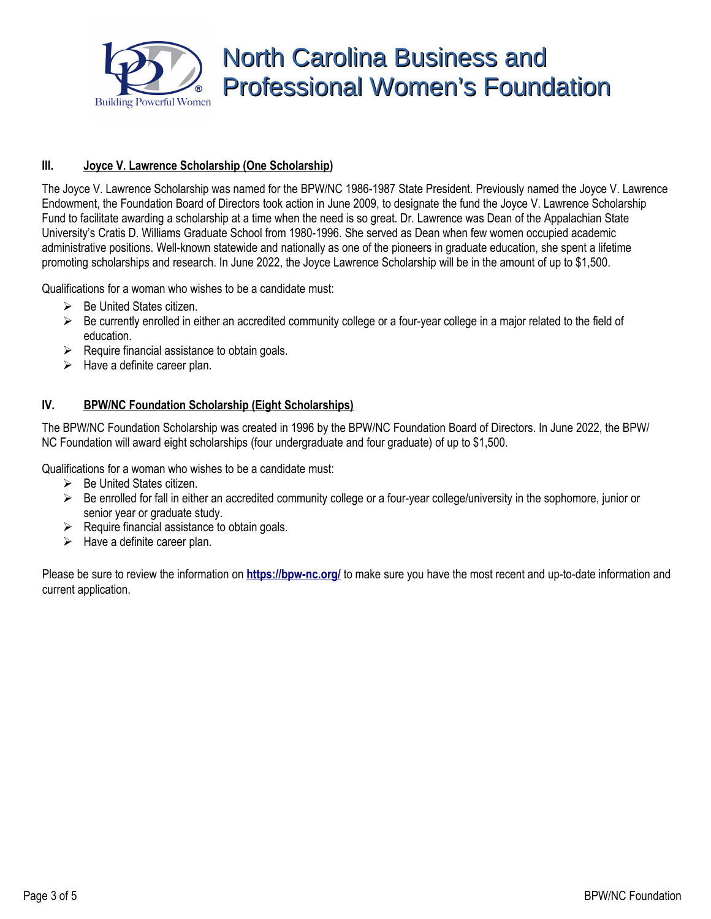# North Carolina Business and Professional Women's Foundation

### III. Joyce V. Lawrence Scholarship (One Scholarship)

The Joyce V. Lawrence Scholarship was named for the BPW/NC 1986-1987 State President. Previously named the Joyce V. Lawrence Endowment, the Foundation Board of Directors took action in June 2009, to designate the fund the Joyce V. Lawrence Scholarship Fund to facilitate awarding a scholarship at a time when the need is so great. Dr. Lawrence was Dean of the Appalachian State University's Cratis D. Williams Graduate School from 1980-1996. She served as Dean when few women occupied academic administrative positions. Well-known statewide and nationally as one of the pioneers in graduate education, she spent a lifetime promoting scholarships and research. In June 2022, the Joyce Lawrence Scholarship will be in the amount of up to $1,500.

Qualifications for a woman who wishes to be a candidate must:

- Be United States citizen.
- Be currently enrolled in either an accredited community college or a four-year college in a major related to the field of education.
- Require financial assistance to obtain goals.
- Have a definite career plan.

### IV. BPW/NC Foundation Scholarship (Eight Scholarships)

The BPW/NC Foundation Scholarship was created in 1996 by the BPW/NC Foundation Board of Directors. In June 2022, the BPW/NC Foundation will award eight scholarships (four undergraduate and four graduate) of up to $1,500.

Qualifications for a woman who wishes to be a candidate must:

- Be United States citizen.
- Be enrolled for fall in either an accredited community college or a four-year college/university in the sophomore, junior or senior year or graduate study.
- Require financial assistance to obtain goals.
- Have a definite career plan.

Please be sure to review the information on **https://bpw-nc.org/** to make sure you have the most recent and up-to-date information and current application.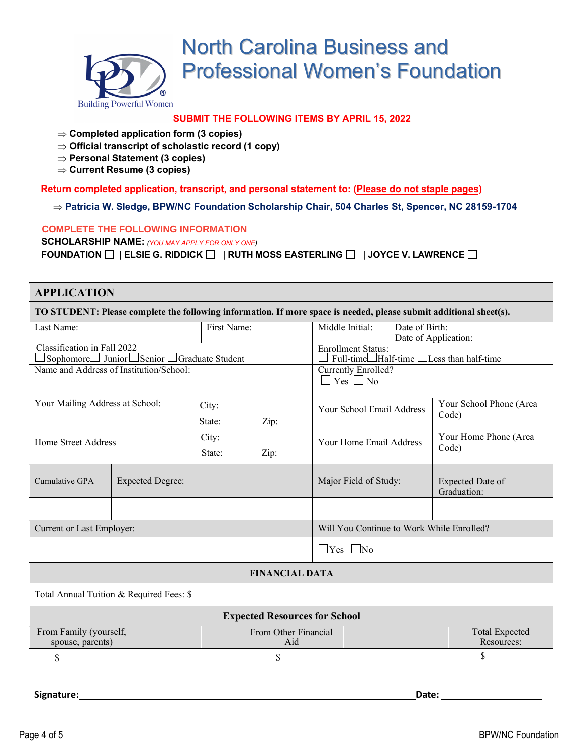# North Carolina Business and Professional Women's Foundation

Building Powerful Women

**SUBMIT THE FOLLOWING ITEMS BY APRIL 15, 2022**

- ⇒ **Completed application form (3 copies)**
- ⇒ **Official transcript of scholastic record (1 copy)**
- ⇒ **Personal Statement (3 copies)**
- ⇒ **Current Resume (3 copies)**

**Return completed application, transcript, and personal statement to: (Please do not staple pages)**

⇒ **Patricia W. Sledge, BPW/NC Foundation Scholarship Chair, 504 Charles St, Spencer, NC 28159-1704**

**COMPLETE THE FOLLOWING INFORMATION**

**SCHOLARSHIP NAME:** *(YOU MAY APPLY FOR ONLY ONE)*

**FOUNDATION** ☐ | **ELSIE G. RIDDICK** ☐ | **RUTH MOSS EASTERLING** ☐ | **JOYCE V. LAWRENCE** ☐

## APPLICATION

**TO STUDENT: Please complete the following information. If more space is needed, please submit additional sheet(s).**

| Last Name: | First Name: | Middle Initial: | Date of Birth:<br>Date of Application: |
|---|---|---|---|
| Classification in Fall 2022<br>☐ Sophomore ☐ Junior ☐ Senior ☐ Graduate Student | | Enrollment Status:<br>☐ Full-time ☐ Half-time ☐ Less than half-time | |
| Name and Address of Institution/School: | | Currently Enrolled?<br>☐ Yes ☐ No | |
| Your Mailing Address at School: | City:<br>State: Zip: | Your School Email Address | Your School Phone (Area Code) |
| Home Street Address | City:<br>State: Zip: | Your Home Email Address | Your Home Phone (Area Code) |

| Cumulative GPA | Expected Degree: | Major Field of Study: | Expected Date of Graduation: |
|---|---|---|---|
| | | | |

| Current or Last Employer: | Will You Continue to Work While Enrolled? |
|---|---|
| | ☐ Yes ☐ No |

### FINANCIAL DATA

Total Annual Tuition & Required Fees: $

**Expected Resources for School**

| From Family (yourself, spouse, parents) | From Other Financial Aid | Total Expected Resources: |
|---|---|---|
| $ | $ | $ |

**Signature:** ______________________________ **Date:** ______________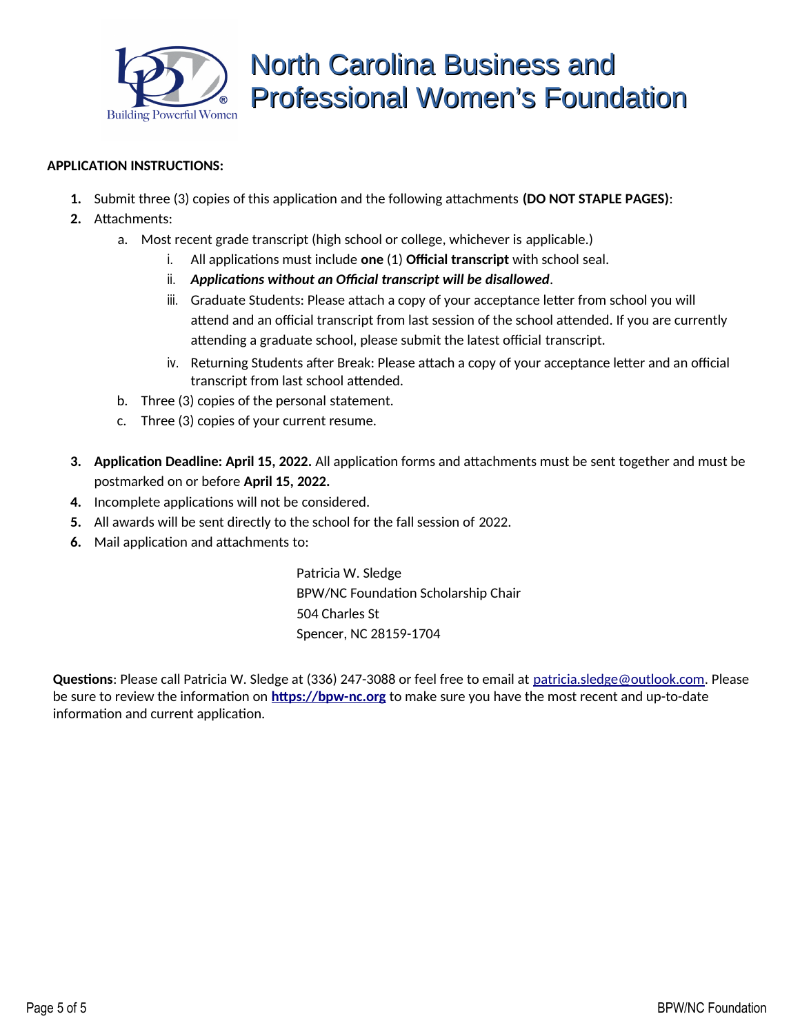# North Carolina Business and Professional Women's Foundation

**APPLICATION INSTRUCTIONS:**

1. Submit three (3) copies of this application and the following attachments **(DO NOT STAPLE PAGES)**:
2. Attachments:
   a. Most recent grade transcript (high school or college, whichever is applicable.)
      i. All applications must include **one** (1) **Official transcript** with school seal.
      ii. ***Applications without an Official transcript will be disallowed***.
      iii. Graduate Students: Please attach a copy of your acceptance letter from school you will attend and an official transcript from last session of the school attended. If you are currently attending a graduate school, please submit the latest official transcript.
      iv. Returning Students after Break: Please attach a copy of your acceptance letter and an official transcript from last school attended.
   b. Three (3) copies of the personal statement.
   c. Three (3) copies of your current resume.
3. **Application Deadline: April 15, 2022.** All application forms and attachments must be sent together and must be postmarked on or before **April 15, 2022.**
4. Incomplete applications will not be considered.
5. All awards will be sent directly to the school for the fall session of 2022.
6. Mail application and attachments to:

   Patricia W. Sledge
   BPW/NC Foundation Scholarship Chair
   504 Charles St
   Spencer, NC 28159-1704

**Questions**: Please call Patricia W. Sledge at (336) 247-3088 or feel free to email at patricia.sledge@outlook.com. Please be sure to review the information on **https://bpw-nc.org** to make sure you have the most recent and up-to-date information and current application.